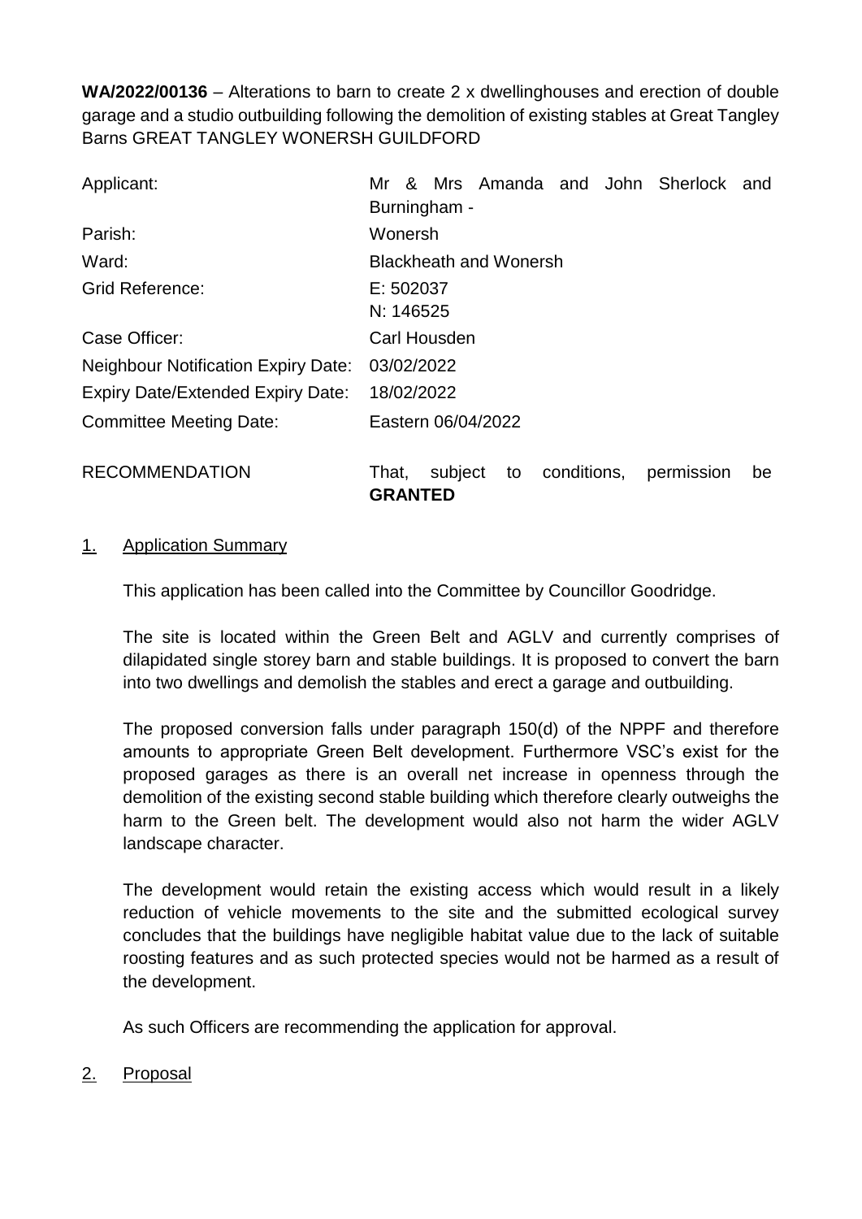**WA/2022/00136** – Alterations to barn to create 2 x dwellinghouses and erection of double garage and a studio outbuilding following the demolition of existing stables at Great Tangley Barns GREAT TANGLEY WONERSH GUILDFORD

| | |
|---|---|
| Applicant: | Mr & Mrs Amanda and John Sherlock and Burningham - |
| Parish: | Wonersh |
| Ward: | Blackheath and Wonersh |
| Grid Reference: | E: 502037<br>N: 146525 |
| Case Officer: | Carl Housden |
| Neighbour Notification Expiry Date: | 03/02/2022 |
| Expiry Date/Extended Expiry Date: | 18/02/2022 |
| Committee Meeting Date: | Eastern 06/04/2022 |
| RECOMMENDATION | That, subject to conditions, permission be **GRANTED** |

## 1. Application Summary

This application has been called into the Committee by Councillor Goodridge.

The site is located within the Green Belt and AGLV and currently comprises of dilapidated single storey barn and stable buildings. It is proposed to convert the barn into two dwellings and demolish the stables and erect a garage and outbuilding.

The proposed conversion falls under paragraph 150(d) of the NPPF and therefore amounts to appropriate Green Belt development. Furthermore VSC's exist for the proposed garages as there is an overall net increase in openness through the demolition of the existing second stable building which therefore clearly outweighs the harm to the Green belt. The development would also not harm the wider AGLV landscape character.

The development would retain the existing access which would result in a likely reduction of vehicle movements to the site and the submitted ecological survey concludes that the buildings have negligible habitat value due to the lack of suitable roosting features and as such protected species would not be harmed as a result of the development.

As such Officers are recommending the application for approval.

## 2. Proposal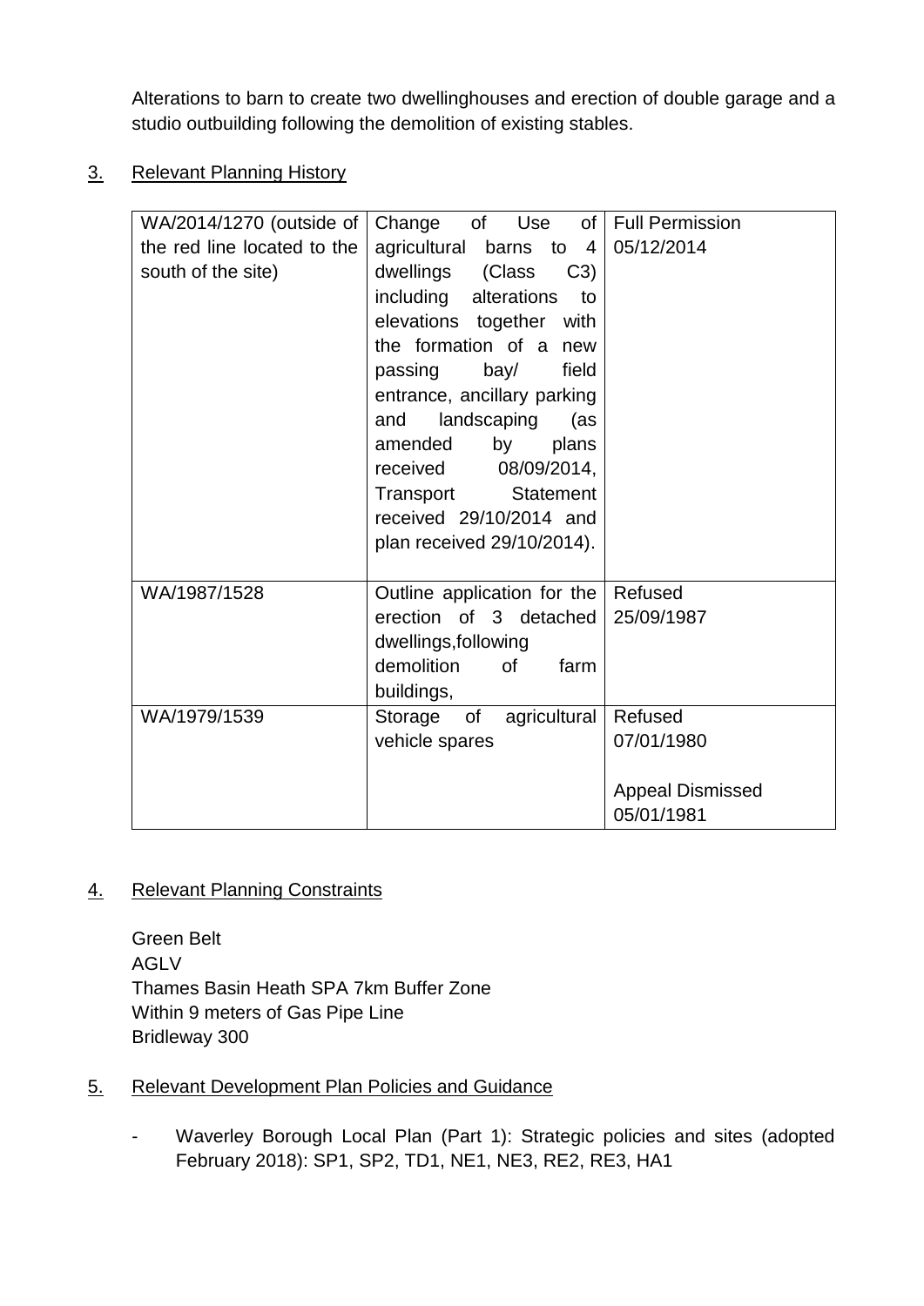Alterations to barn to create two dwellinghouses and erection of double garage and a studio outbuilding following the demolition of existing stables.

## 3. Relevant Planning History

| | | |
|---|---|---|
| WA/2014/1270 (outside of the red line located to the south of the site) | Change of Use of agricultural barns to 4 dwellings (Class C3) including alterations to elevations together with the formation of a new passing bay/ field entrance, ancillary parking and landscaping (as amended by plans received 08/09/2014, Transport Statement received 29/10/2014 and plan received 29/10/2014). | Full Permission 05/12/2014 |
| WA/1987/1528 | Outline application for the erection of 3 detached dwellings,following demolition of farm buildings, | Refused 25/09/1987 |
| WA/1979/1539 | Storage of agricultural vehicle spares | Refused 07/01/1980<br><br>Appeal Dismissed 05/01/1981 |

## 4. Relevant Planning Constraints

Green Belt
AGLV
Thames Basin Heath SPA 7km Buffer Zone
Within 9 meters of Gas Pipe Line
Bridleway 300

## 5. Relevant Development Plan Policies and Guidance

- Waverley Borough Local Plan (Part 1): Strategic policies and sites (adopted February 2018): SP1, SP2, TD1, NE1, NE3, RE2, RE3, HA1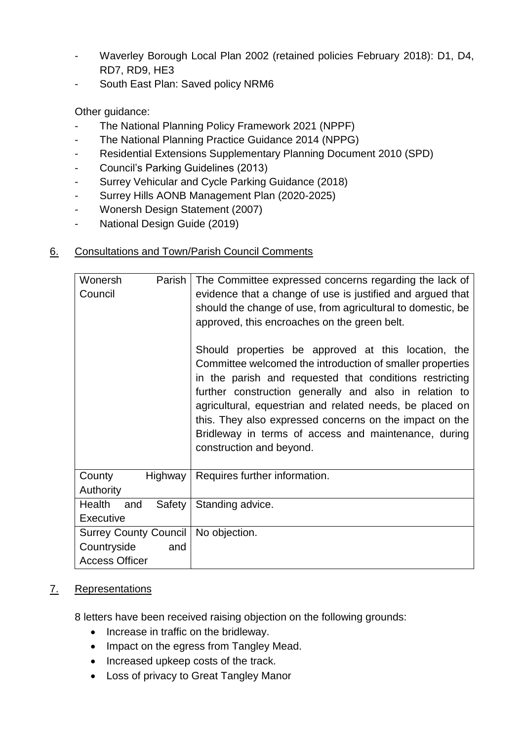- Waverley Borough Local Plan 2002 (retained policies February 2018): D1, D4, RD7, RD9, HE3
- South East Plan: Saved policy NRM6

Other guidance:

- The National Planning Policy Framework 2021 (NPPF)
- The National Planning Practice Guidance 2014 (NPPG)
- Residential Extensions Supplementary Planning Document 2010 (SPD)
- Council's Parking Guidelines (2013)
- Surrey Vehicular and Cycle Parking Guidance (2018)
- Surrey Hills AONB Management Plan (2020-2025)
- Wonersh Design Statement (2007)
- National Design Guide (2019)

## 6. Consultations and Town/Parish Council Comments

| | |
|---|---|
| Wonersh Parish Council | The Committee expressed concerns regarding the lack of evidence that a change of use is justified and argued that should the change of use, from agricultural to domestic, be approved, this encroaches on the green belt.<br><br>Should properties be approved at this location, the Committee welcomed the introduction of smaller properties in the parish and requested that conditions restricting further construction generally and also in relation to agricultural, equestrian and related needs, be placed on this. They also expressed concerns on the impact on the Bridleway in terms of access and maintenance, during construction and beyond. |
| County Highway Authority | Requires further information. |
| Health and Safety Executive | Standing advice. |
| Surrey County Council Countryside and Access Officer | No objection. |

## 7. Representations

8 letters have been received raising objection on the following grounds:

- Increase in traffic on the bridleway.
- Impact on the egress from Tangley Mead.
- Increased upkeep costs of the track.
- Loss of privacy to Great Tangley Manor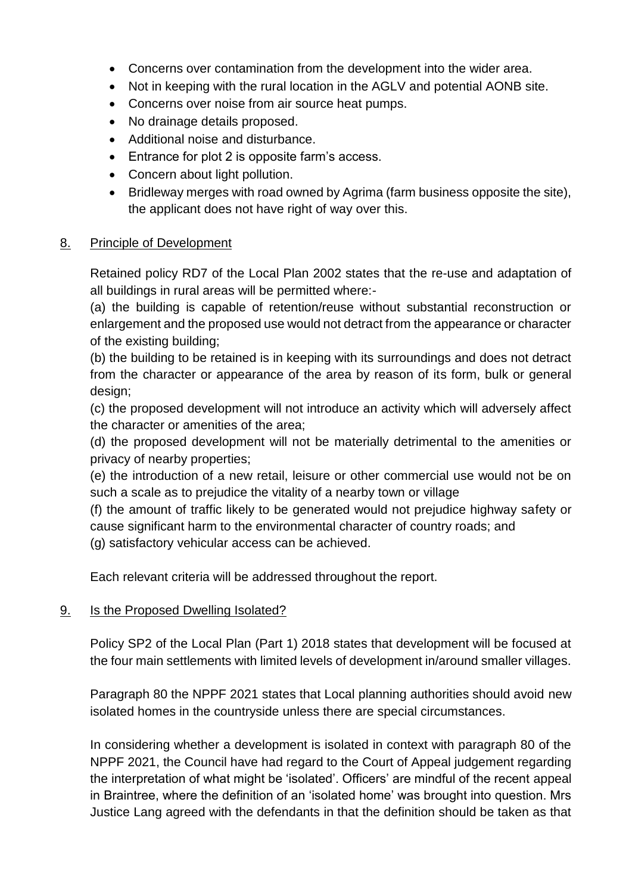- Concerns over contamination from the development into the wider area.
- Not in keeping with the rural location in the AGLV and potential AONB site.
- Concerns over noise from air source heat pumps.
- No drainage details proposed.
- Additional noise and disturbance.
- Entrance for plot 2 is opposite farm's access.
- Concern about light pollution.
- Bridleway merges with road owned by Agrima (farm business opposite the site), the applicant does not have right of way over this.

## 8. Principle of Development

Retained policy RD7 of the Local Plan 2002 states that the re-use and adaptation of all buildings in rural areas will be permitted where:-

(a) the building is capable of retention/reuse without substantial reconstruction or enlargement and the proposed use would not detract from the appearance or character of the existing building;

(b) the building to be retained is in keeping with its surroundings and does not detract from the character or appearance of the area by reason of its form, bulk or general design;

(c) the proposed development will not introduce an activity which will adversely affect the character or amenities of the area;

(d) the proposed development will not be materially detrimental to the amenities or privacy of nearby properties;

(e) the introduction of a new retail, leisure or other commercial use would not be on such a scale as to prejudice the vitality of a nearby town or village

(f) the amount of traffic likely to be generated would not prejudice highway safety or cause significant harm to the environmental character of country roads; and

(g) satisfactory vehicular access can be achieved.

Each relevant criteria will be addressed throughout the report.

## 9. Is the Proposed Dwelling Isolated?

Policy SP2 of the Local Plan (Part 1) 2018 states that development will be focused at the four main settlements with limited levels of development in/around smaller villages.

Paragraph 80 the NPPF 2021 states that Local planning authorities should avoid new isolated homes in the countryside unless there are special circumstances.

In considering whether a development is isolated in context with paragraph 80 of the NPPF 2021, the Council have had regard to the Court of Appeal judgement regarding the interpretation of what might be 'isolated'. Officers' are mindful of the recent appeal in Braintree, where the definition of an 'isolated home' was brought into question. Mrs Justice Lang agreed with the defendants in that the definition should be taken as that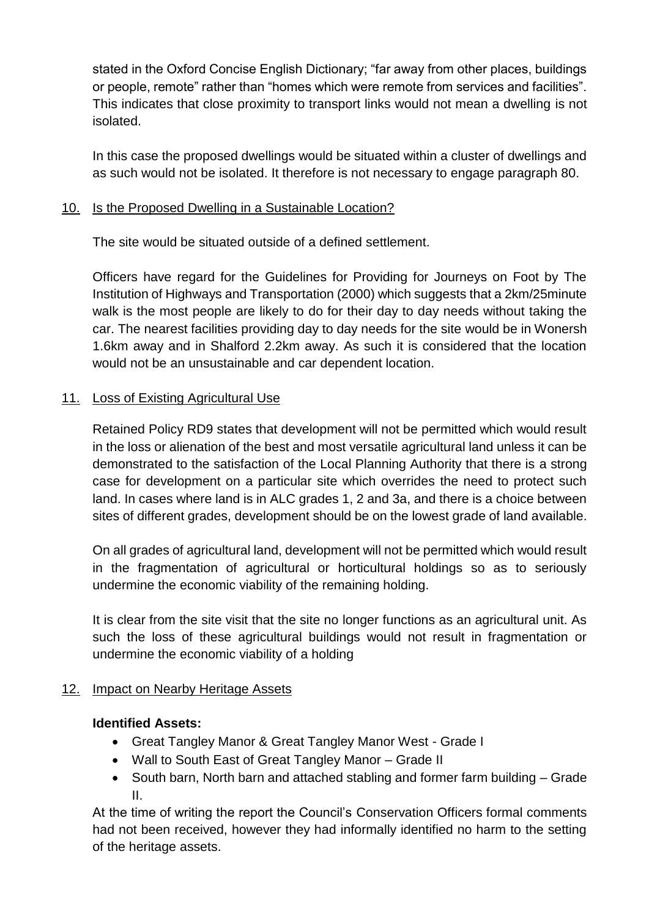stated in the Oxford Concise English Dictionary; "far away from other places, buildings or people, remote" rather than "homes which were remote from services and facilities". This indicates that close proximity to transport links would not mean a dwelling is not isolated.

In this case the proposed dwellings would be situated within a cluster of dwellings and as such would not be isolated. It therefore is not necessary to engage paragraph 80.

## 10. Is the Proposed Dwelling in a Sustainable Location?

The site would be situated outside of a defined settlement.

Officers have regard for the Guidelines for Providing for Journeys on Foot by The Institution of Highways and Transportation (2000) which suggests that a 2km/25minute walk is the most people are likely to do for their day to day needs without taking the car. The nearest facilities providing day to day needs for the site would be in Wonersh 1.6km away and in Shalford 2.2km away. As such it is considered that the location would not be an unsustainable and car dependent location.

## 11. Loss of Existing Agricultural Use

Retained Policy RD9 states that development will not be permitted which would result in the loss or alienation of the best and most versatile agricultural land unless it can be demonstrated to the satisfaction of the Local Planning Authority that there is a strong case for development on a particular site which overrides the need to protect such land. In cases where land is in ALC grades 1, 2 and 3a, and there is a choice between sites of different grades, development should be on the lowest grade of land available.

On all grades of agricultural land, development will not be permitted which would result in the fragmentation of agricultural or horticultural holdings so as to seriously undermine the economic viability of the remaining holding.

It is clear from the site visit that the site no longer functions as an agricultural unit. As such the loss of these agricultural buildings would not result in fragmentation or undermine the economic viability of a holding

## 12. Impact on Nearby Heritage Assets

**Identified Assets:**

- Great Tangley Manor & Great Tangley Manor West - Grade I
- Wall to South East of Great Tangley Manor – Grade II
- South barn, North barn and attached stabling and former farm building – Grade II.

At the time of writing the report the Council's Conservation Officers formal comments had not been received, however they had informally identified no harm to the setting of the heritage assets.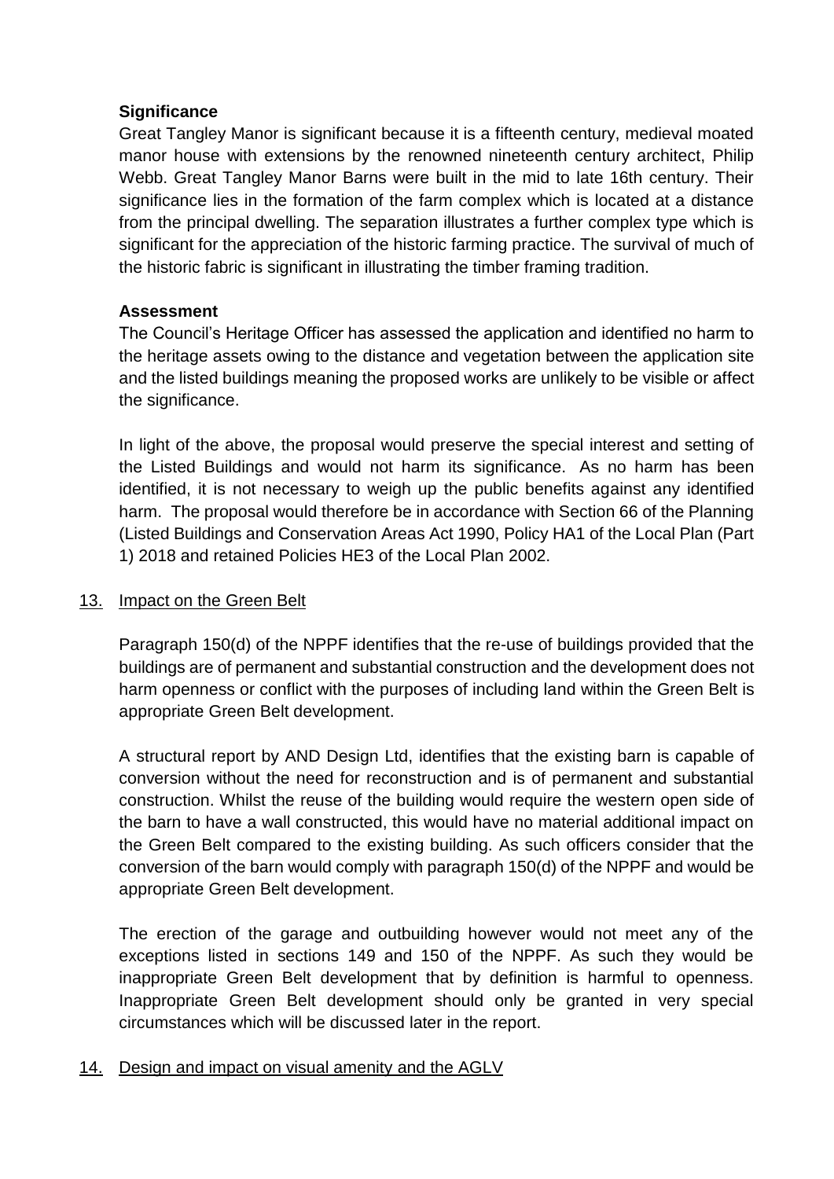**Significance**

Great Tangley Manor is significant because it is a fifteenth century, medieval moated manor house with extensions by the renowned nineteenth century architect, Philip Webb. Great Tangley Manor Barns were built in the mid to late 16th century. Their significance lies in the formation of the farm complex which is located at a distance from the principal dwelling. The separation illustrates a further complex type which is significant for the appreciation of the historic farming practice. The survival of much of the historic fabric is significant in illustrating the timber framing tradition.

**Assessment**

The Council's Heritage Officer has assessed the application and identified no harm to the heritage assets owing to the distance and vegetation between the application site and the listed buildings meaning the proposed works are unlikely to be visible or affect the significance.

In light of the above, the proposal would preserve the special interest and setting of the Listed Buildings and would not harm its significance. As no harm has been identified, it is not necessary to weigh up the public benefits against any identified harm. The proposal would therefore be in accordance with Section 66 of the Planning (Listed Buildings and Conservation Areas Act 1990, Policy HA1 of the Local Plan (Part 1) 2018 and retained Policies HE3 of the Local Plan 2002.

## 13. Impact on the Green Belt

Paragraph 150(d) of the NPPF identifies that the re-use of buildings provided that the buildings are of permanent and substantial construction and the development does not harm openness or conflict with the purposes of including land within the Green Belt is appropriate Green Belt development.

A structural report by AND Design Ltd, identifies that the existing barn is capable of conversion without the need for reconstruction and is of permanent and substantial construction. Whilst the reuse of the building would require the western open side of the barn to have a wall constructed, this would have no material additional impact on the Green Belt compared to the existing building. As such officers consider that the conversion of the barn would comply with paragraph 150(d) of the NPPF and would be appropriate Green Belt development.

The erection of the garage and outbuilding however would not meet any of the exceptions listed in sections 149 and 150 of the NPPF. As such they would be inappropriate Green Belt development that by definition is harmful to openness. Inappropriate Green Belt development should only be granted in very special circumstances which will be discussed later in the report.

## 14. Design and impact on visual amenity and the AGLV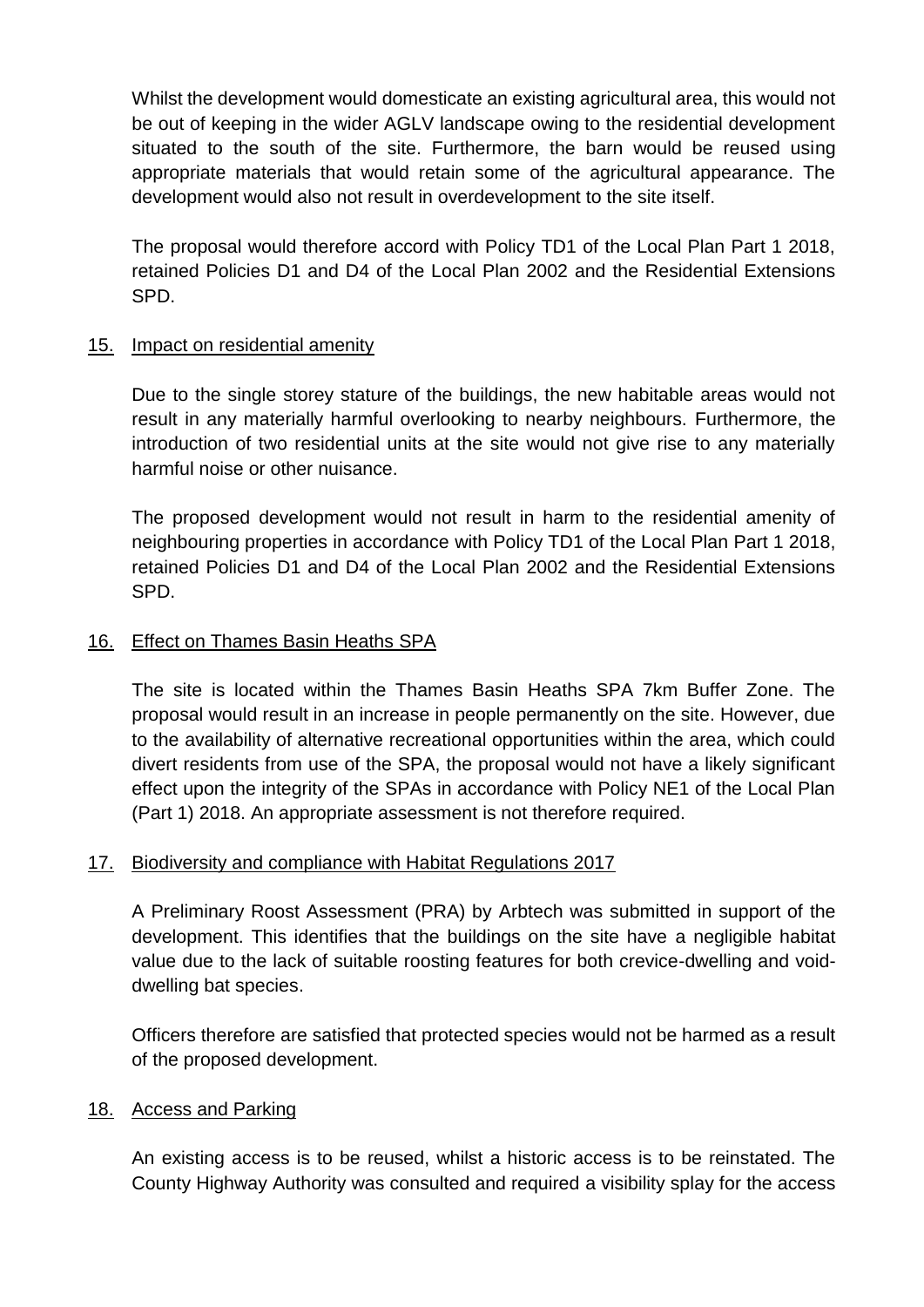Whilst the development would domesticate an existing agricultural area, this would not be out of keeping in the wider AGLV landscape owing to the residential development situated to the south of the site. Furthermore, the barn would be reused using appropriate materials that would retain some of the agricultural appearance. The development would also not result in overdevelopment to the site itself.

The proposal would therefore accord with Policy TD1 of the Local Plan Part 1 2018, retained Policies D1 and D4 of the Local Plan 2002 and the Residential Extensions SPD.

## 15. Impact on residential amenity

Due to the single storey stature of the buildings, the new habitable areas would not result in any materially harmful overlooking to nearby neighbours. Furthermore, the introduction of two residential units at the site would not give rise to any materially harmful noise or other nuisance.

The proposed development would not result in harm to the residential amenity of neighbouring properties in accordance with Policy TD1 of the Local Plan Part 1 2018, retained Policies D1 and D4 of the Local Plan 2002 and the Residential Extensions SPD.

## 16. Effect on Thames Basin Heaths SPA

The site is located within the Thames Basin Heaths SPA 7km Buffer Zone. The proposal would result in an increase in people permanently on the site. However, due to the availability of alternative recreational opportunities within the area, which could divert residents from use of the SPA, the proposal would not have a likely significant effect upon the integrity of the SPAs in accordance with Policy NE1 of the Local Plan (Part 1) 2018. An appropriate assessment is not therefore required.

## 17. Biodiversity and compliance with Habitat Regulations 2017

A Preliminary Roost Assessment (PRA) by Arbtech was submitted in support of the development. This identifies that the buildings on the site have a negligible habitat value due to the lack of suitable roosting features for both crevice-dwelling and void-dwelling bat species.

Officers therefore are satisfied that protected species would not be harmed as a result of the proposed development.

## 18. Access and Parking

An existing access is to be reused, whilst a historic access is to be reinstated. The County Highway Authority was consulted and required a visibility splay for the access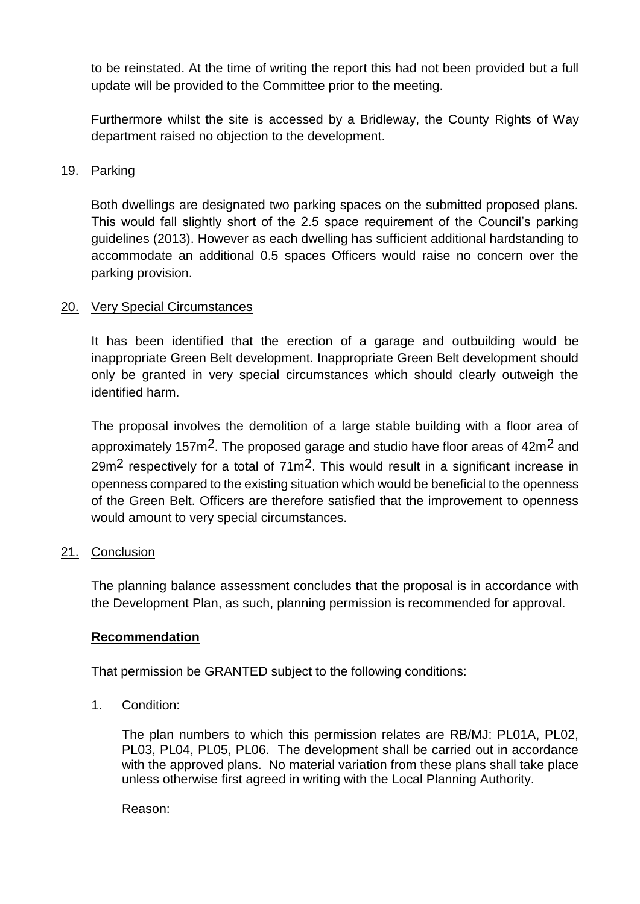to be reinstated. At the time of writing the report this had not been provided but a full update will be provided to the Committee prior to the meeting.

Furthermore whilst the site is accessed by a Bridleway, the County Rights of Way department raised no objection to the development.

19. Parking

Both dwellings are designated two parking spaces on the submitted proposed plans. This would fall slightly short of the 2.5 space requirement of the Council's parking guidelines (2013). However as each dwelling has sufficient additional hardstanding to accommodate an additional 0.5 spaces Officers would raise no concern over the parking provision.

20. Very Special Circumstances

It has been identified that the erection of a garage and outbuilding would be inappropriate Green Belt development. Inappropriate Green Belt development should only be granted in very special circumstances which should clearly outweigh the identified harm.

The proposal involves the demolition of a large stable building with a floor area of approximately 157m$^2$. The proposed garage and studio have floor areas of 42m$^2$ and 29m$^2$ respectively for a total of 71m$^2$. This would result in a significant increase in openness compared to the existing situation which would be beneficial to the openness of the Green Belt. Officers are therefore satisfied that the improvement to openness would amount to very special circumstances.

21. Conclusion

The planning balance assessment concludes that the proposal is in accordance with the Development Plan, as such, planning permission is recommended for approval.

**Recommendation**

That permission be GRANTED subject to the following conditions:

1. Condition:

   The plan numbers to which this permission relates are RB/MJ: PL01A, PL02, PL03, PL04, PL05, PL06. The development shall be carried out in accordance with the approved plans. No material variation from these plans shall take place unless otherwise first agreed in writing with the Local Planning Authority.

   Reason: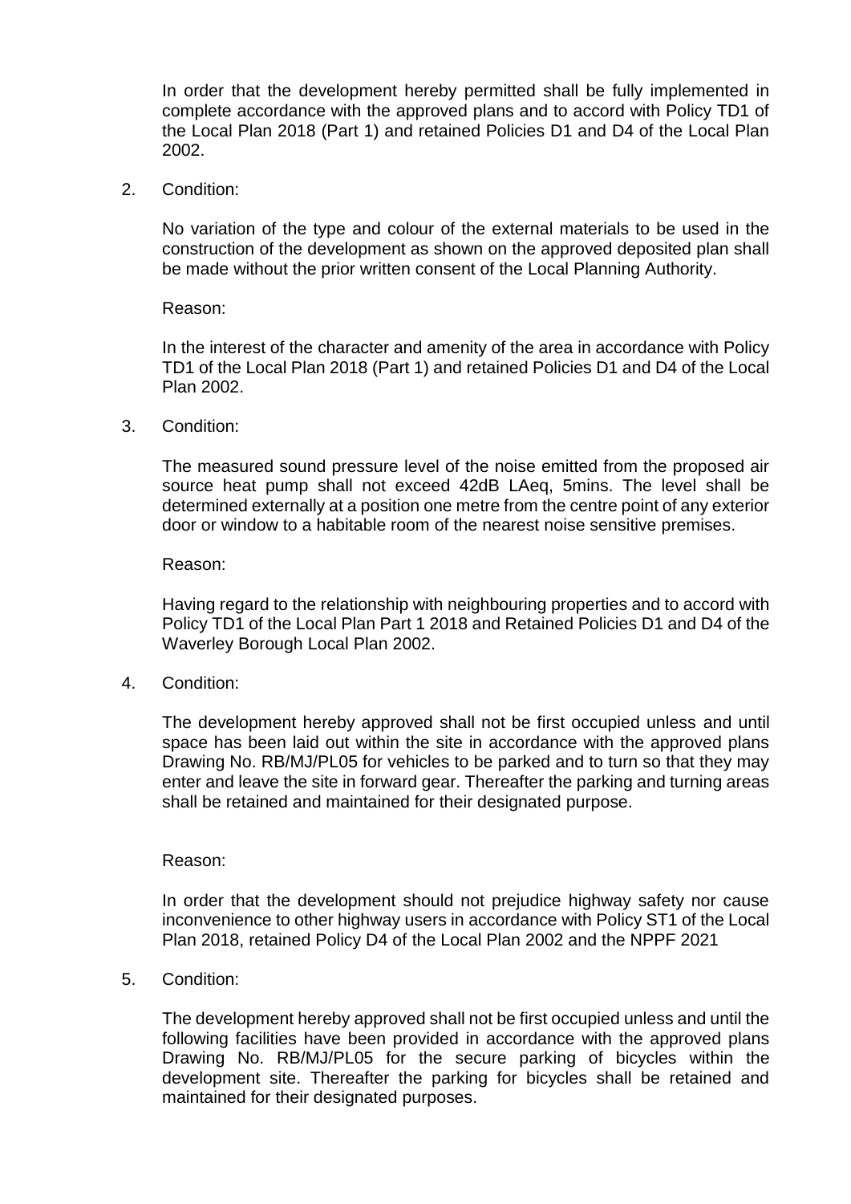In order that the development hereby permitted shall be fully implemented in complete accordance with the approved plans and to accord with Policy TD1 of the Local Plan 2018 (Part 1) and retained Policies D1 and D4 of the Local Plan 2002.

2. Condition:

   No variation of the type and colour of the external materials to be used in the construction of the development as shown on the approved deposited plan shall be made without the prior written consent of the Local Planning Authority.

   Reason:

   In the interest of the character and amenity of the area in accordance with Policy TD1 of the Local Plan 2018 (Part 1) and retained Policies D1 and D4 of the Local Plan 2002.

3. Condition:

   The measured sound pressure level of the noise emitted from the proposed air source heat pump shall not exceed 42dB LAeq, 5mins. The level shall be determined externally at a position one metre from the centre point of any exterior door or window to a habitable room of the nearest noise sensitive premises.

   Reason:

   Having regard to the relationship with neighbouring properties and to accord with Policy TD1 of the Local Plan Part 1 2018 and Retained Policies D1 and D4 of the Waverley Borough Local Plan 2002.

4. Condition:

   The development hereby approved shall not be first occupied unless and until space has been laid out within the site in accordance with the approved plans Drawing No. RB/MJ/PL05 for vehicles to be parked and to turn so that they may enter and leave the site in forward gear. Thereafter the parking and turning areas shall be retained and maintained for their designated purpose.

   Reason:

   In order that the development should not prejudice highway safety nor cause inconvenience to other highway users in accordance with Policy ST1 of the Local Plan 2018, retained Policy D4 of the Local Plan 2002 and the NPPF 2021

5. Condition:

   The development hereby approved shall not be first occupied unless and until the following facilities have been provided in accordance with the approved plans Drawing No. RB/MJ/PL05 for the secure parking of bicycles within the development site. Thereafter the parking for bicycles shall be retained and maintained for their designated purposes.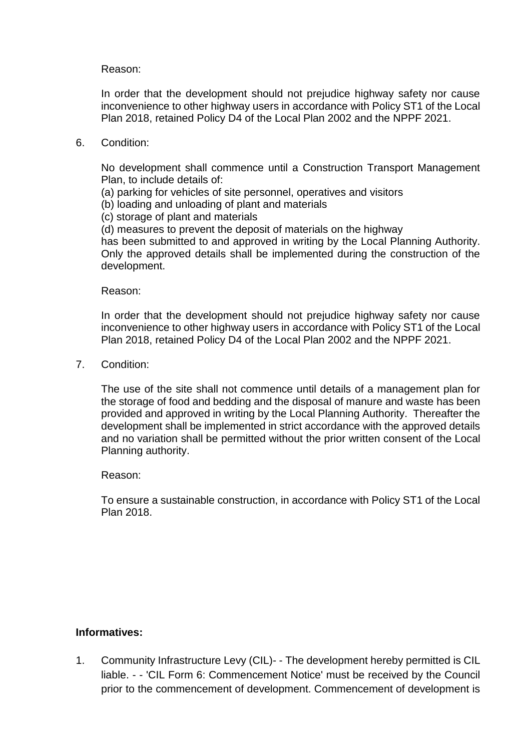Reason:

In order that the development should not prejudice highway safety nor cause inconvenience to other highway users in accordance with Policy ST1 of the Local Plan 2018, retained Policy D4 of the Local Plan 2002 and the NPPF 2021.

6. Condition:

   No development shall commence until a Construction Transport Management Plan, to include details of:
   (a) parking for vehicles of site personnel, operatives and visitors
   (b) loading and unloading of plant and materials
   (c) storage of plant and materials
   (d) measures to prevent the deposit of materials on the highway
   has been submitted to and approved in writing by the Local Planning Authority. Only the approved details shall be implemented during the construction of the development.

   Reason:

   In order that the development should not prejudice highway safety nor cause inconvenience to other highway users in accordance with Policy ST1 of the Local Plan 2018, retained Policy D4 of the Local Plan 2002 and the NPPF 2021.

7. Condition:

   The use of the site shall not commence until details of a management plan for the storage of food and bedding and the disposal of manure and waste has been provided and approved in writing by the Local Planning Authority. Thereafter the development shall be implemented in strict accordance with the approved details and no variation shall be permitted without the prior written consent of the Local Planning authority.

   Reason:

   To ensure a sustainable construction, in accordance with Policy ST1 of the Local Plan 2018.

**Informatives:**

1. Community Infrastructure Levy (CIL)- - The development hereby permitted is CIL liable. - - 'CIL Form 6: Commencement Notice' must be received by the Council prior to the commencement of development. Commencement of development is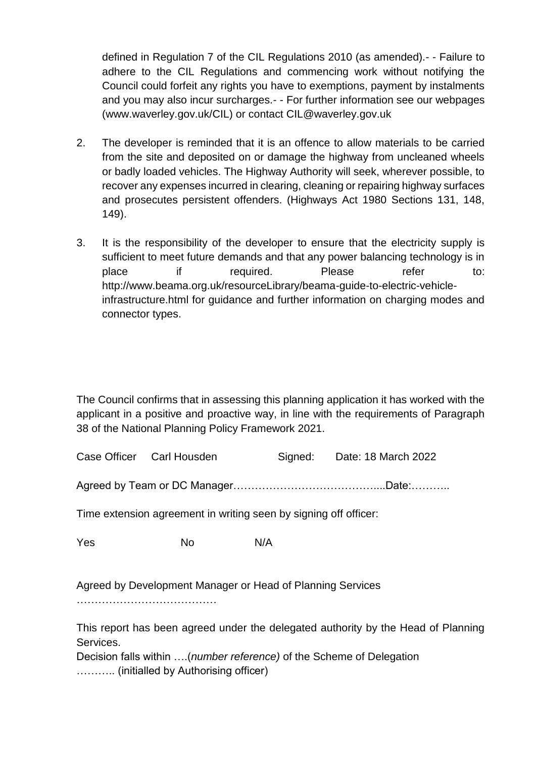defined in Regulation 7 of the CIL Regulations 2010 (as amended).- - Failure to adhere to the CIL Regulations and commencing work without notifying the Council could forfeit any rights you have to exemptions, payment by instalments and you may also incur surcharges.- - For further information see our webpages (www.waverley.gov.uk/CIL) or contact CIL@waverley.gov.uk

2. The developer is reminded that it is an offence to allow materials to be carried from the site and deposited on or damage the highway from uncleaned wheels or badly loaded vehicles. The Highway Authority will seek, wherever possible, to recover any expenses incurred in clearing, cleaning or repairing highway surfaces and prosecutes persistent offenders. (Highways Act 1980 Sections 131, 148, 149).

3. It is the responsibility of the developer to ensure that the electricity supply is sufficient to meet future demands and that any power balancing technology is in place if required. Please refer to: http://www.beama.org.uk/resourceLibrary/beama-guide-to-electric-vehicle-infrastructure.html for guidance and further information on charging modes and connector types.

The Council confirms that in assessing this planning application it has worked with the applicant in a positive and proactive way, in line with the requirements of Paragraph 38 of the National Planning Policy Framework 2021.

Case Officer Carl Housden Signed: Date: 18 March 2022

Agreed by Team or DC Manager…………………………………....Date:………..

Time extension agreement in writing seen by signing off officer:

Yes No N/A

Agreed by Development Manager or Head of Planning Services
…………………………………

This report has been agreed under the delegated authority by the Head of Planning Services.
Decision falls within ….(*number reference)* of the Scheme of Delegation
……….. (initialled by Authorising officer)